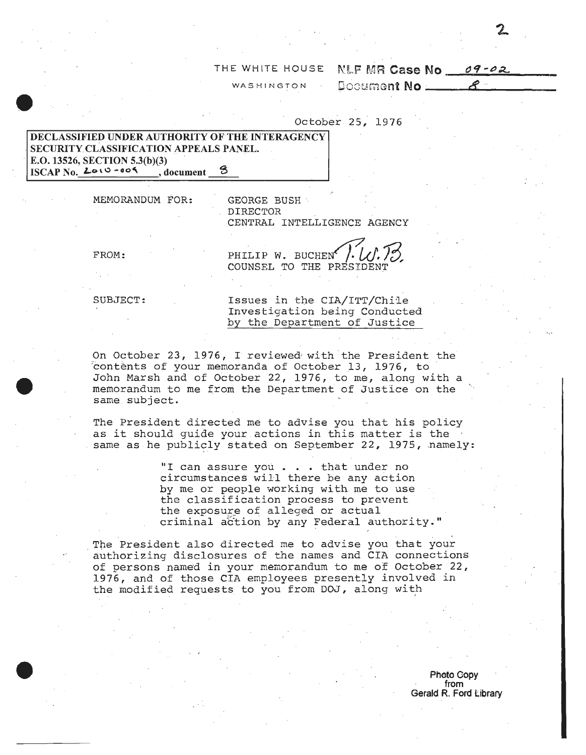THE WHITE HOUSE NLF MR Case No 09-02

WASHINGTON Document No 8

October 25, 1976

DECLASSIFIED UNDER AUTHORITY OF THE INTERAGENCY SECURITY CLASSIFICATION APPEALS PANEL.
E.O. 13526, SECTION 5.3(b)(3)
ISCAP No. 2010-009, document 8

MEMORANDUM FOR: GEORGE BUSH
DIRECTOR
CENTRAL INTELLIGENCE AGENCY

FROM: PHILIP W. BUCHEN P.W.B.
COUNSEL TO THE PRESIDENT

SUBJECT: Issues in the CIA/ITT/Chile Investigation being Conducted by the Department of Justice

On October 23, 1976, I reviewed with the President the contents of your memoranda of October 13, 1976, to John Marsh and of October 22, 1976, to me, along with a memorandum to me from the Department of Justice on the same subject.

The President directed me to advise you that his policy as it should guide your actions in this matter is the same as he publicly stated on September 22, 1975, namely:

> "I can assure you . . . that under no circumstances will there be any action by me or people working with me to use the classification process to prevent the exposure of alleged or actual criminal action by any Federal authority."

The President also directed me to advise you that your authorizing disclosures of the names and CIA connections of persons named in your memorandum to me of October 22, 1976, and of those CIA employees presently involved in the modified requests to you from DOJ, along with

Photo Copy
from
Gerald R. Ford Library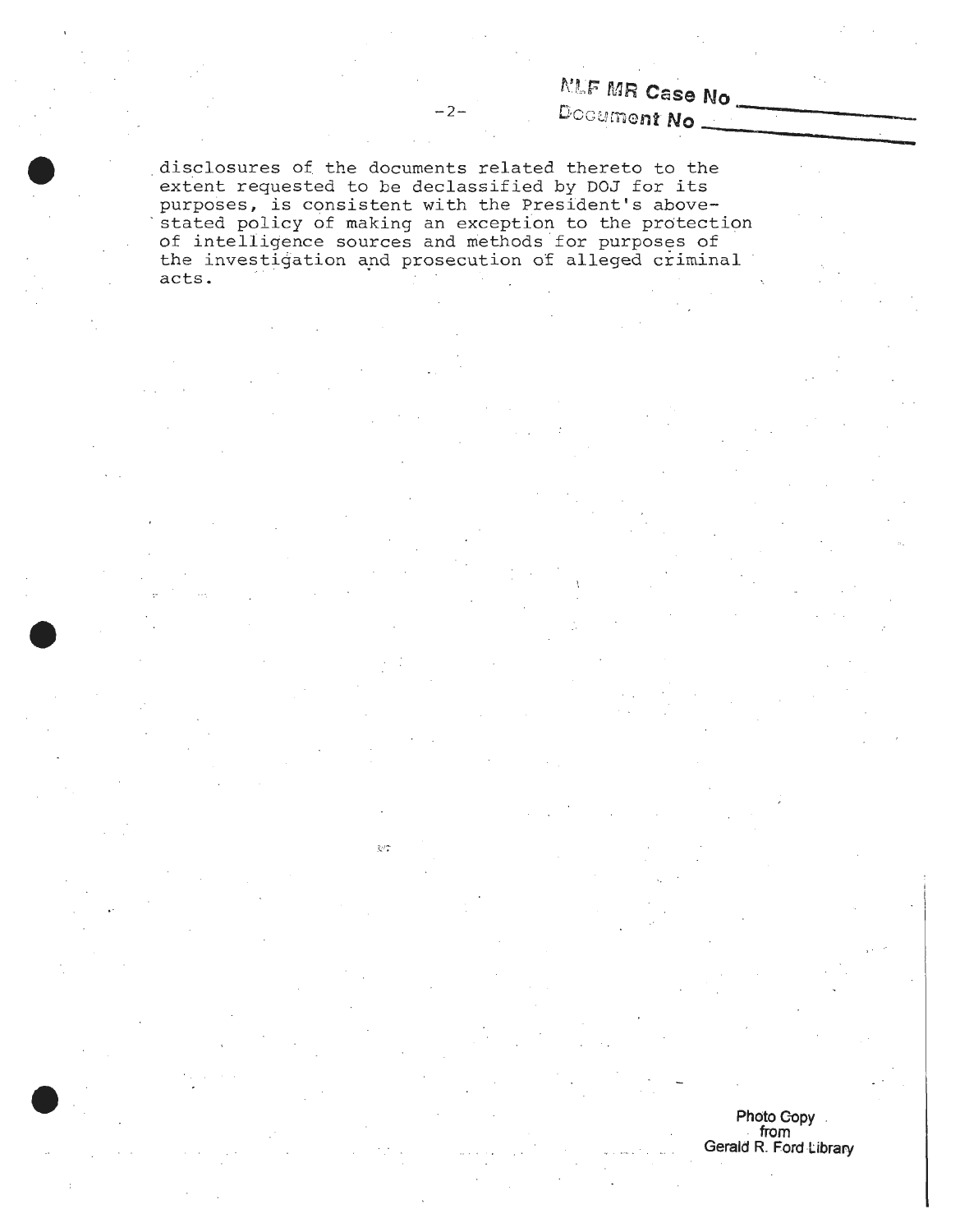NLF MR Case No ___________

Document No ___________

disclosures of the documents related thereto to the extent requested to be declassified by DOJ for its purposes, is consistent with the President's above-stated policy of making an exception to the protection of intelligence sources and methods for purposes of the investigation and prosecution of alleged criminal acts.

Photo Copy from Gerald R. Ford Library